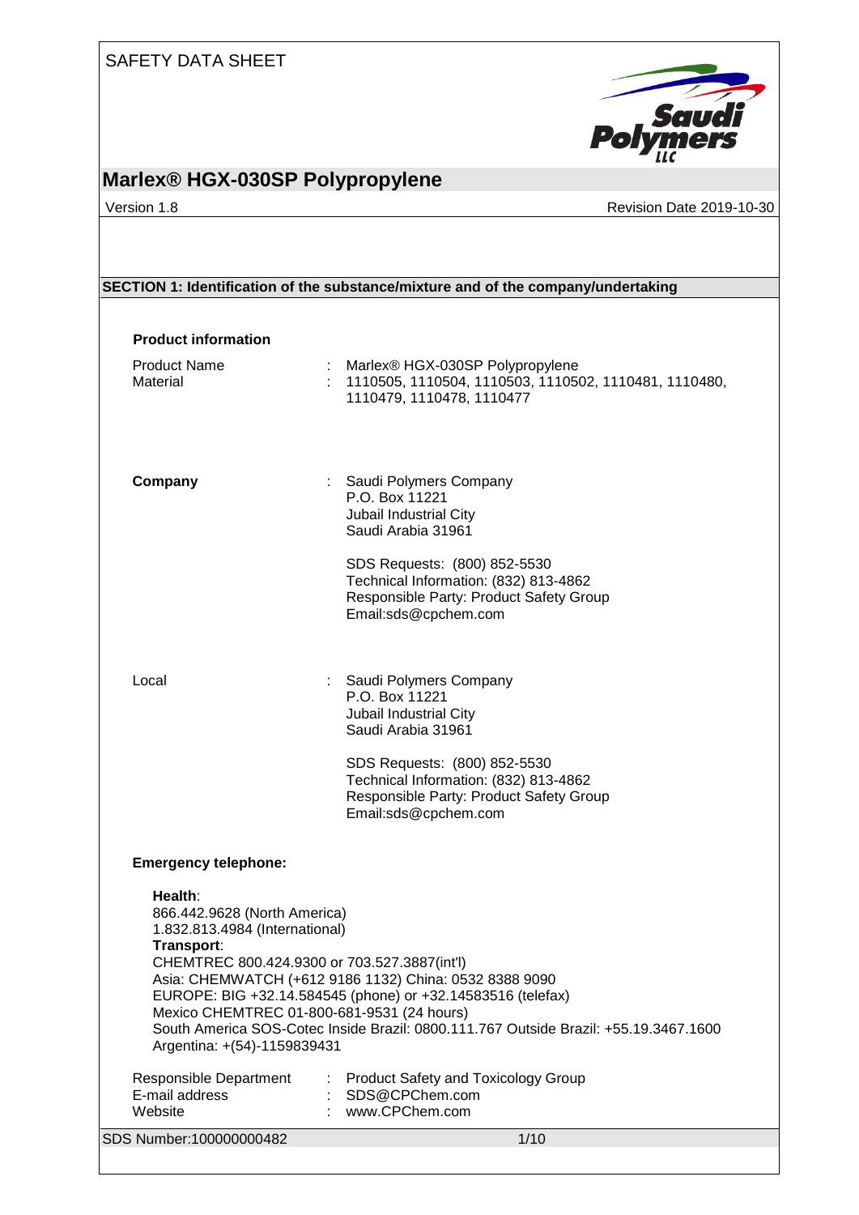SAFETY DATA SHEET

# Marlex® HGX-030SP Polypropylene

Version 1.8 | Revision Date 2019-10-30

## SECTION 1: Identification of the substance/mixture and of the company/undertaking

### Product information

Product Name : Marlex® HGX-030SP Polypropylene
Material : 1110505, 1110504, 1110503, 1110502, 1110481, 1110480, 1110479, 1110478, 1110477

**Company** : Saudi Polymers Company
P.O. Box 11221
Jubail Industrial City
Saudi Arabia 31961

SDS Requests: (800) 852-5530
Technical Information: (832) 813-4862
Responsible Party: Product Safety Group
Email:sds@cpchem.com

Local : Saudi Polymers Company
P.O. Box 11221
Jubail Industrial City
Saudi Arabia 31961

SDS Requests: (800) 852-5530
Technical Information: (832) 813-4862
Responsible Party: Product Safety Group
Email:sds@cpchem.com

### Emergency telephone:

**Health**:
866.442.9628 (North America)
1.832.813.4984 (International)
**Transport**:
CHEMTREC 800.424.9300 or 703.527.3887(int'l)
Asia: CHEMWATCH (+612 9186 1132) China: 0532 8388 9090
EUROPE: BIG +32.14.584545 (phone) or +32.14583516 (telefax)
Mexico CHEMTREC 01-800-681-9531 (24 hours)
South America SOS-Cotec Inside Brazil: 0800.111.767 Outside Brazil: +55.19.3467.1600
Argentina: +(54)-1159839431

Responsible Department : Product Safety and Toxicology Group
E-mail address : SDS@CPChem.com
Website : www.CPChem.com

SDS Number:100000000482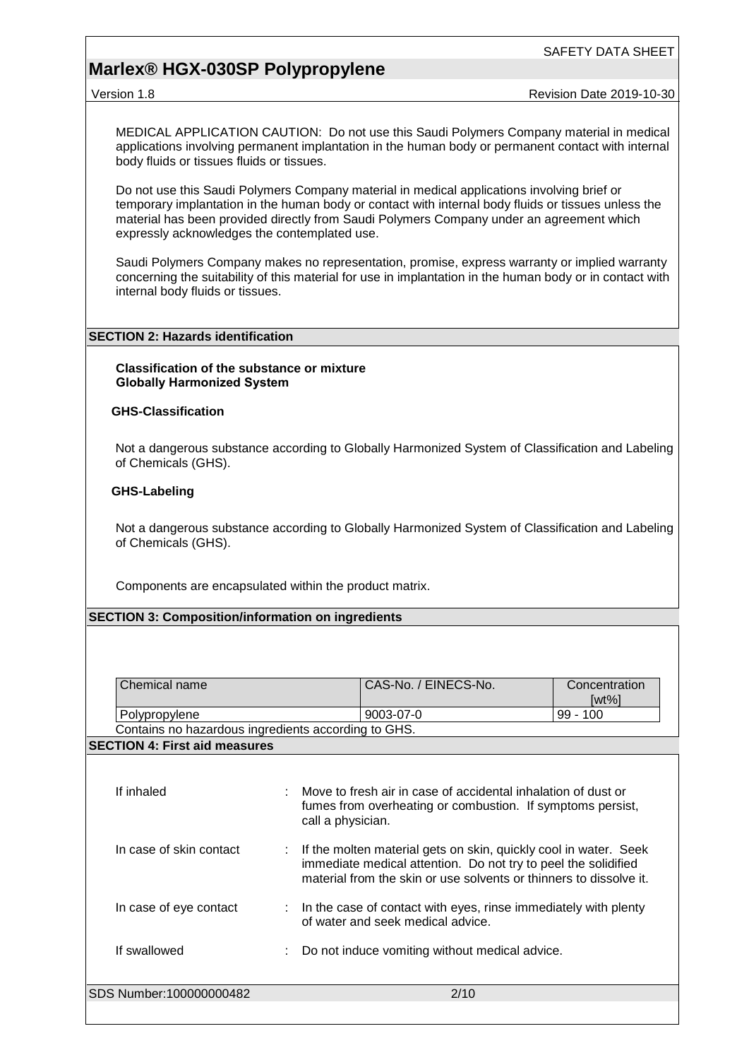MEDICAL APPLICATION CAUTION: Do not use this Saudi Polymers Company material in medical applications involving permanent implantation in the human body or permanent contact with internal body fluids or tissues fluids or tissues.

Do not use this Saudi Polymers Company material in medical applications involving brief or temporary implantation in the human body or contact with internal body fluids or tissues unless the material has been provided directly from Saudi Polymers Company under an agreement which expressly acknowledges the contemplated use.

Saudi Polymers Company makes no representation, promise, express warranty or implied warranty concerning the suitability of this material for use in implantation in the human body or in contact with internal body fluids or tissues.

## SECTION 2: Hazards identification

**Classification of the substance or mixture**
**Globally Harmonized System**

**GHS-Classification**

Not a dangerous substance according to Globally Harmonized System of Classification and Labeling of Chemicals (GHS).

**GHS-Labeling**

Not a dangerous substance according to Globally Harmonized System of Classification and Labeling of Chemicals (GHS).

Components are encapsulated within the product matrix.

## SECTION 3: Composition/information on ingredients

| Chemical name | CAS-No. / EINECS-No. | Concentration [wt%] |
|---|---|---|
| Polypropylene | 9003-07-0 | 99 - 100 |

Contains no hazardous ingredients according to GHS.

## SECTION 4: First aid measures

If inhaled : Move to fresh air in case of accidental inhalation of dust or fumes from overheating or combustion. If symptoms persist, call a physician.

In case of skin contact : If the molten material gets on skin, quickly cool in water. Seek immediate medical attention. Do not try to peel the solidified material from the skin or use solvents or thinners to dissolve it.

In case of eye contact : In the case of contact with eyes, rinse immediately with plenty of water and seek medical advice.

If swallowed : Do not induce vomiting without medical advice.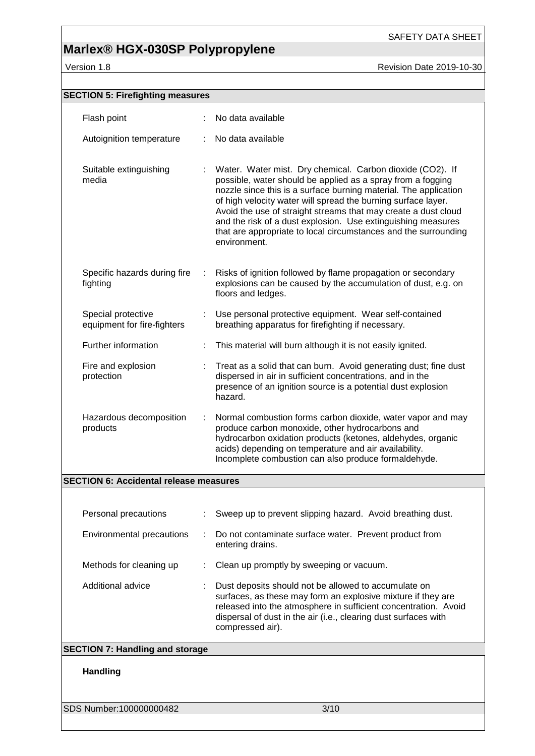## SECTION 5: Firefighting measures

| | |
|---|---|
| Flash point | : No data available |
| Autoignition temperature | : No data available |
| Suitable extinguishing media | : Water. Water mist. Dry chemical. Carbon dioxide ($CO_2$). If possible, water should be applied as a spray from a fogging nozzle since this is a surface burning material. The application of high velocity water will spread the burning surface layer. Avoid the use of straight streams that may create a dust cloud and the risk of a dust explosion. Use extinguishing measures that are appropriate to local circumstances and the surrounding environment. |
| Specific hazards during fire fighting | : Risks of ignition followed by flame propagation or secondary explosions can be caused by the accumulation of dust, e.g. on floors and ledges. |
| Special protective equipment for fire-fighters | : Use personal protective equipment. Wear self-contained breathing apparatus for firefighting if necessary. |
| Further information | : This material will burn although it is not easily ignited. |
| Fire and explosion protection | : Treat as a solid that can burn. Avoid generating dust; fine dust dispersed in air in sufficient concentrations, and in the presence of an ignition source is a potential dust explosion hazard. |
| Hazardous decomposition products | : Normal combustion forms carbon dioxide, water vapor and may produce carbon monoxide, other hydrocarbons and hydrocarbon oxidation products (ketones, aldehydes, organic acids) depending on temperature and air availability. Incomplete combustion can also produce formaldehyde. |

## SECTION 6: Accidental release measures

| | |
|---|---|
| Personal precautions | : Sweep up to prevent slipping hazard. Avoid breathing dust. |
| Environmental precautions | : Do not contaminate surface water. Prevent product from entering drains. |
| Methods for cleaning up | : Clean up promptly by sweeping or vacuum. |
| Additional advice | : Dust deposits should not be allowed to accumulate on surfaces, as these may form an explosive mixture if they are released into the atmosphere in sufficient concentration. Avoid dispersal of dust in the air (i.e., clearing dust surfaces with compressed air). |

## SECTION 7: Handling and storage

**Handling**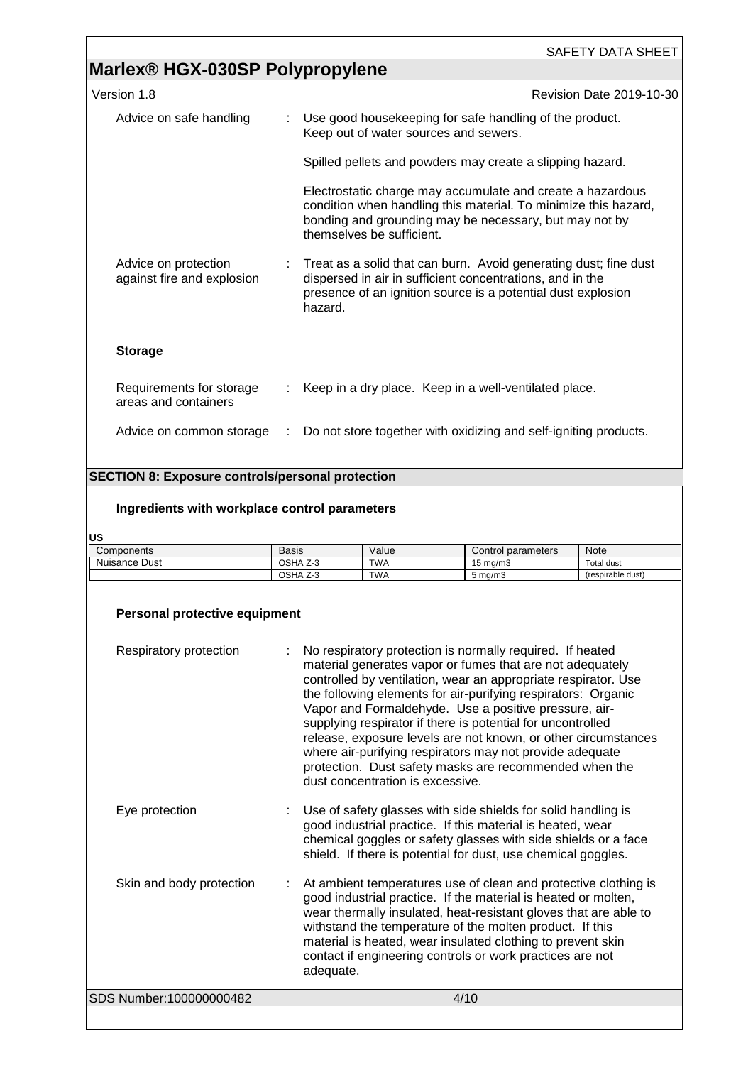| | | |
|---|---|---|
| Advice on safe handling | : | Use good housekeeping for safe handling of the product. Keep out of water sources and sewers.<br><br>Spilled pellets and powders may create a slipping hazard.<br><br>Electrostatic charge may accumulate and create a hazardous condition when handling this material. To minimize this hazard, bonding and grounding may be necessary, but may not by themselves be sufficient. |
| Advice on protection against fire and explosion | : | Treat as a solid that can burn. Avoid generating dust; fine dust dispersed in air in sufficient concentrations, and in the presence of an ignition source is a potential dust explosion hazard. |

**Storage**

| | | |
|---|---|---|
| Requirements for storage areas and containers | : | Keep in a dry place. Keep in a well-ventilated place. |
| Advice on common storage | : | Do not store together with oxidizing and self-igniting products. |

## SECTION 8: Exposure controls/personal protection

**Ingredients with workplace control parameters**

**US**

| Components | Basis | Value | Control parameters | Note |
|---|---|---|---|---|
| Nuisance Dust | OSHA Z-3 | TWA | 15 mg/m3 | Total dust |
| | OSHA Z-3 | TWA | 5 mg/m3 | (respirable dust) |

**Personal protective equipment**

| | | |
|---|---|---|
| Respiratory protection | : | No respiratory protection is normally required. If heated material generates vapor or fumes that are not adequately controlled by ventilation, wear an appropriate respirator. Use the following elements for air-purifying respirators: Organic Vapor and Formaldehyde. Use a positive pressure, air-supplying respirator if there is potential for uncontrolled release, exposure levels are not known, or other circumstances where air-purifying respirators may not provide adequate protection. Dust safety masks are recommended when the dust concentration is excessive. |
| Eye protection | : | Use of safety glasses with side shields for solid handling is good industrial practice. If this material is heated, wear chemical goggles or safety glasses with side shields or a face shield. If there is potential for dust, use chemical goggles. |
| Skin and body protection | : | At ambient temperatures use of clean and protective clothing is good industrial practice. If the material is heated or molten, wear thermally insulated, heat-resistant gloves that are able to withstand the temperature of the molten product. If this material is heated, wear insulated clothing to prevent skin contact if engineering controls or work practices are not adequate. |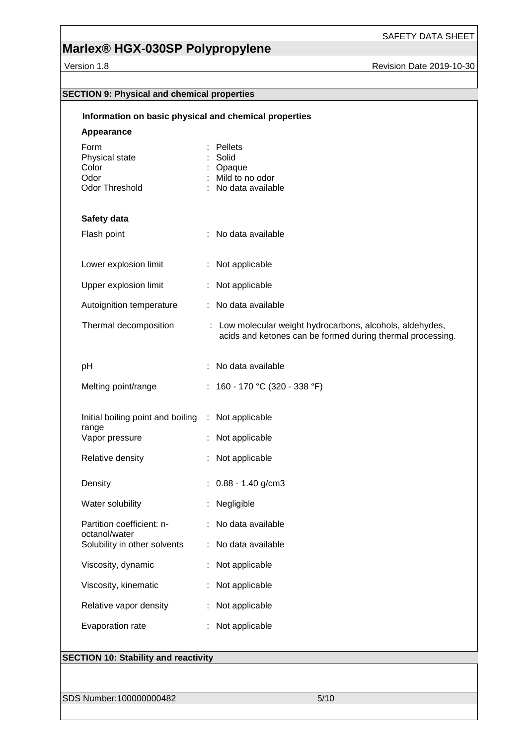## SECTION 9: Physical and chemical properties

### Information on basic physical and chemical properties

**Appearance**

| | |
|---|---|
| Form | : Pellets |
| Physical state | : Solid |
| Color | : Opaque |
| Odor | : Mild to no odor |
| Odor Threshold | : No data available |

**Safety data**

| | |
|---|---|
| Flash point | : No data available |
| Lower explosion limit | : Not applicable |
| Upper explosion limit | : Not applicable |
| Autoignition temperature | : No data available |
| Thermal decomposition | : Low molecular weight hydrocarbons, alcohols, aldehydes, acids and ketones can be formed during thermal processing. |
| pH | : No data available |
| Melting point/range | : 160 - 170 °C (320 - 338 °F) |
| Initial boiling point and boiling range | : Not applicable |
| Vapor pressure | : Not applicable |
| Relative density | : Not applicable |
| Density | : 0.88 - 1.40 g/cm3 |
| Water solubility | : Negligible |
| Partition coefficient: n-octanol/water | : No data available |
| Solubility in other solvents | : No data available |
| Viscosity, dynamic | : Not applicable |
| Viscosity, kinematic | : Not applicable |
| Relative vapor density | : Not applicable |
| Evaporation rate | : Not applicable |

## SECTION 10: Stability and reactivity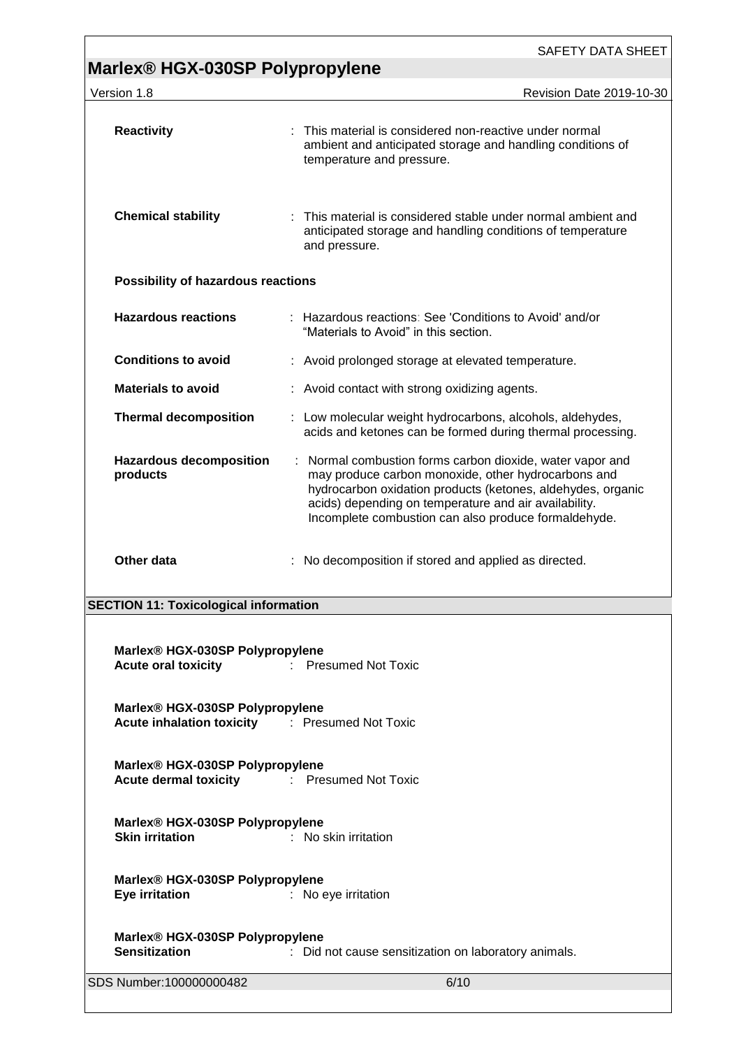**Reactivity** : This material is considered non-reactive under normal ambient and anticipated storage and handling conditions of temperature and pressure.

**Chemical stability** : This material is considered stable under normal ambient and anticipated storage and handling conditions of temperature and pressure.

**Possibility of hazardous reactions**

**Hazardous reactions** : Hazardous reactions: See 'Conditions to Avoid' and/or "Materials to Avoid" in this section.

**Conditions to avoid** : Avoid prolonged storage at elevated temperature.

**Materials to avoid** : Avoid contact with strong oxidizing agents.

**Thermal decomposition** : Low molecular weight hydrocarbons, alcohols, aldehydes, acids and ketones can be formed during thermal processing.

**Hazardous decomposition products** : Normal combustion forms carbon dioxide, water vapor and may produce carbon monoxide, other hydrocarbons and hydrocarbon oxidation products (ketones, aldehydes, organic acids) depending on temperature and air availability. Incomplete combustion can also produce formaldehyde.

**Other data** : No decomposition if stored and applied as directed.

## SECTION 11: Toxicological information

**Marlex® HGX-030SP Polypropylene**
**Acute oral toxicity** : Presumed Not Toxic

**Marlex® HGX-030SP Polypropylene**
**Acute inhalation toxicity** : Presumed Not Toxic

**Marlex® HGX-030SP Polypropylene**
**Acute dermal toxicity** : Presumed Not Toxic

**Marlex® HGX-030SP Polypropylene**
**Skin irritation** : No skin irritation

**Marlex® HGX-030SP Polypropylene**
**Eye irritation** : No eye irritation

**Marlex® HGX-030SP Polypropylene**
**Sensitization** : Did not cause sensitization on laboratory animals.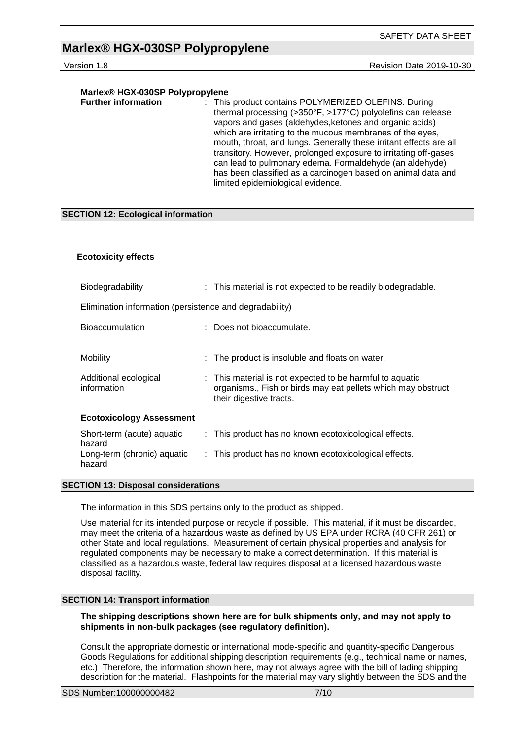**Marlex® HGX-030SP Polypropylene**

**Further information** : This product contains POLYMERIZED OLEFINS. During thermal processing (>350°F, >177°C) polyolefins can release vapors and gases (aldehydes,ketones and organic acids) which are irritating to the mucous membranes of the eyes, mouth, throat, and lungs. Generally these irritant effects are all transitory. However, prolonged exposure to irritating off-gases can lead to pulmonary edema. Formaldehyde (an aldehyde) has been classified as a carcinogen based on animal data and limited epidemiological evidence.

## SECTION 12: Ecological information

### Ecotoxicity effects

Biodegradability : This material is not expected to be readily biodegradable.

Elimination information (persistence and degradability)

Bioaccumulation : Does not bioaccumulate.

Mobility : The product is insoluble and floats on water.

Additional ecological information : This material is not expected to be harmful to aquatic organisms., Fish or birds may eat pellets which may obstruct their digestive tracts.

**Ecotoxicology Assessment**

Short-term (acute) aquatic hazard : This product has no known ecotoxicological effects.

Long-term (chronic) aquatic hazard : This product has no known ecotoxicological effects.

## SECTION 13: Disposal considerations

The information in this SDS pertains only to the product as shipped.

Use material for its intended purpose or recycle if possible. This material, if it must be discarded, may meet the criteria of a hazardous waste as defined by US EPA under RCRA (40 CFR 261) or other State and local regulations. Measurement of certain physical properties and analysis for regulated components may be necessary to make a correct determination. If this material is classified as a hazardous waste, federal law requires disposal at a licensed hazardous waste disposal facility.

## SECTION 14: Transport information

**The shipping descriptions shown here are for bulk shipments only, and may not apply to shipments in non-bulk packages (see regulatory definition).**

Consult the appropriate domestic or international mode-specific and quantity-specific Dangerous Goods Regulations for additional shipping description requirements (e.g., technical name or names, etc.) Therefore, the information shown here, may not always agree with the bill of lading shipping description for the material. Flashpoints for the material may vary slightly between the SDS and the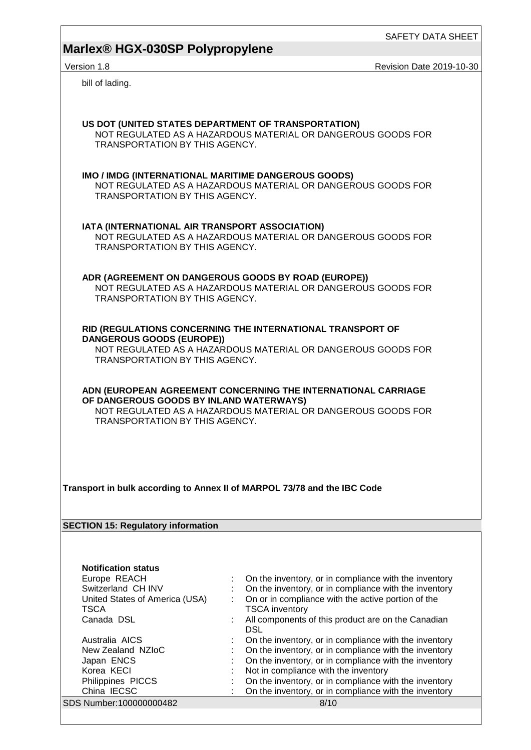bill of lading.

**US DOT (UNITED STATES DEPARTMENT OF TRANSPORTATION)**
NOT REGULATED AS A HAZARDOUS MATERIAL OR DANGEROUS GOODS FOR TRANSPORTATION BY THIS AGENCY.

**IMO / IMDG (INTERNATIONAL MARITIME DANGEROUS GOODS)**
NOT REGULATED AS A HAZARDOUS MATERIAL OR DANGEROUS GOODS FOR TRANSPORTATION BY THIS AGENCY.

**IATA (INTERNATIONAL AIR TRANSPORT ASSOCIATION)**
NOT REGULATED AS A HAZARDOUS MATERIAL OR DANGEROUS GOODS FOR TRANSPORTATION BY THIS AGENCY.

**ADR (AGREEMENT ON DANGEROUS GOODS BY ROAD (EUROPE))**
NOT REGULATED AS A HAZARDOUS MATERIAL OR DANGEROUS GOODS FOR TRANSPORTATION BY THIS AGENCY.

**RID (REGULATIONS CONCERNING THE INTERNATIONAL TRANSPORT OF DANGEROUS GOODS (EUROPE))**
NOT REGULATED AS A HAZARDOUS MATERIAL OR DANGEROUS GOODS FOR TRANSPORTATION BY THIS AGENCY.

**ADN (EUROPEAN AGREEMENT CONCERNING THE INTERNATIONAL CARRIAGE OF DANGEROUS GOODS BY INLAND WATERWAYS)**
NOT REGULATED AS A HAZARDOUS MATERIAL OR DANGEROUS GOODS FOR TRANSPORTATION BY THIS AGENCY.

**Transport in bulk according to Annex II of MARPOL 73/78 and the IBC Code**

## SECTION 15: Regulatory information

**Notification status**

| | | |
|---|---|---|
| Europe REACH | : | On the inventory, or in compliance with the inventory |
| Switzerland CH INV | : | On the inventory, or in compliance with the inventory |
| United States of America (USA) TSCA | : | On or in compliance with the active portion of the TSCA inventory |
| Canada DSL | : | All components of this product are on the Canadian DSL |
| Australia AICS | : | On the inventory, or in compliance with the inventory |
| New Zealand NZIoC | : | On the inventory, or in compliance with the inventory |
| Japan ENCS | : | On the inventory, or in compliance with the inventory |
| Korea KECI | : | Not in compliance with the inventory |
| Philippines PICCS | : | On the inventory, or in compliance with the inventory |
| China IECSC | : | On the inventory, or in compliance with the inventory |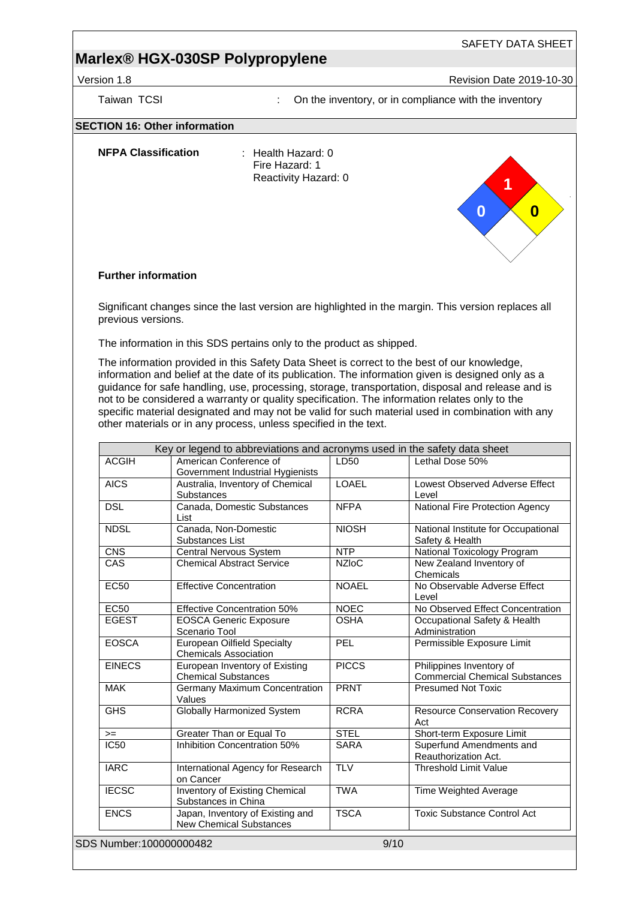| Taiwan TCSI | : | On the inventory, or in compliance with the inventory |
|---|---|---|

## SECTION 16: Other information

**NFPA Classification** : Health Hazard: 0
Fire Hazard: 1
Reactivity Hazard: 0

**Further information**

Significant changes since the last version are highlighted in the margin. This version replaces all previous versions.

The information in this SDS pertains only to the product as shipped.

The information provided in this Safety Data Sheet is correct to the best of our knowledge, information and belief at the date of its publication. The information given is designed only as a guidance for safe handling, use, processing, storage, transportation, disposal and release and is not to be considered a warranty or quality specification. The information relates only to the specific material designated and may not be valid for such material used in combination with any other materials or in any process, unless specified in the text.

| Key or legend to abbreviations and acronyms used in the safety data sheet | | | |
|---|---|---|---|
| ACGIH | American Conference of Government Industrial Hygienists | LD50 | Lethal Dose 50% |
| AICS | Australia, Inventory of Chemical Substances | LOAEL | Lowest Observed Adverse Effect Level |
| DSL | Canada, Domestic Substances List | NFPA | National Fire Protection Agency |
| NDSL | Canada, Non-Domestic Substances List | NIOSH | National Institute for Occupational Safety & Health |
| CNS | Central Nervous System | NTP | National Toxicology Program |
| CAS | Chemical Abstract Service | NZIoC | New Zealand Inventory of Chemicals |
| EC50 | Effective Concentration | NOAEL | No Observable Adverse Effect Level |
| EC50 | Effective Concentration 50% | NOEC | No Observed Effect Concentration |
| EGEST | EOSCA Generic Exposure Scenario Tool | OSHA | Occupational Safety & Health Administration |
| EOSCA | European Oilfield Specialty Chemicals Association | PEL | Permissible Exposure Limit |
| EINECS | European Inventory of Existing Chemical Substances | PICCS | Philippines Inventory of Commercial Chemical Substances |
| MAK | Germany Maximum Concentration Values | PRNT | Presumed Not Toxic |
| GHS | Globally Harmonized System | RCRA | Resource Conservation Recovery Act |
| >= | Greater Than or Equal To | STEL | Short-term Exposure Limit |
| IC50 | Inhibition Concentration 50% | SARA | Superfund Amendments and Reauthorization Act. |
| IARC | International Agency for Research on Cancer | TLV | Threshold Limit Value |
| IECSC | Inventory of Existing Chemical Substances in China | TWA | Time Weighted Average |
| ENCS | Japan, Inventory of Existing and New Chemical Substances | TSCA | Toxic Substance Control Act |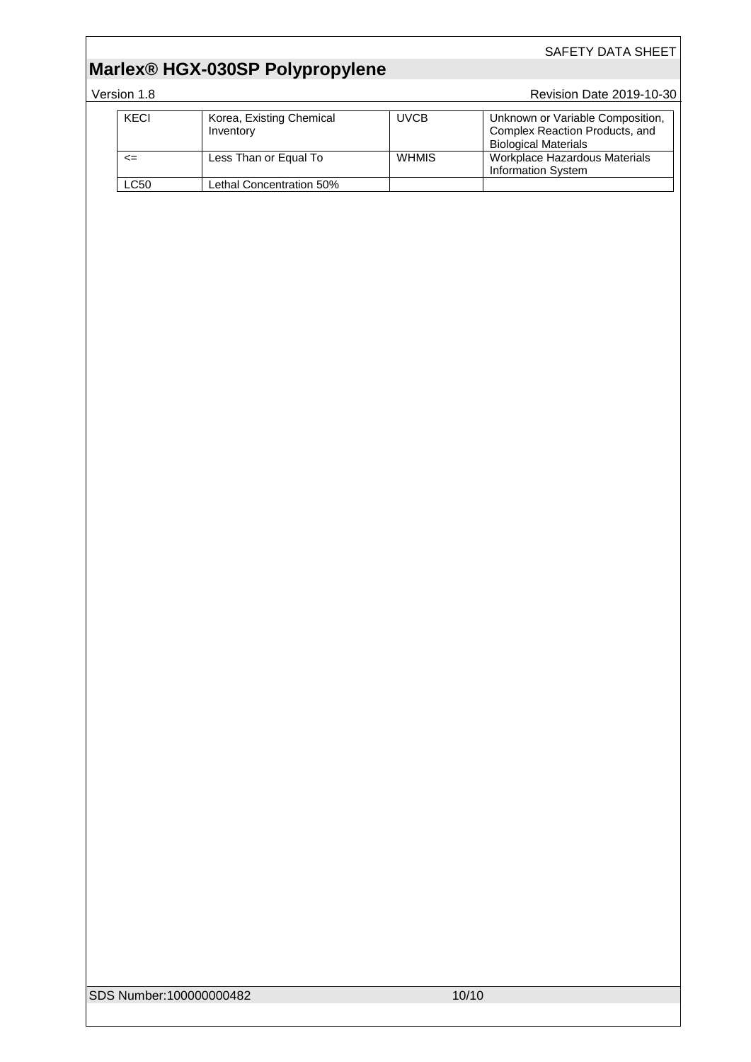| | | | |
|---|---|---|---|
| KECI | Korea, Existing Chemical Inventory | UVCB | Unknown or Variable Composition, Complex Reaction Products, and Biological Materials |
| <= | Less Than or Equal To | WHMIS | Workplace Hazardous Materials Information System |
| LC50 | Lethal Concentration 50% | | |